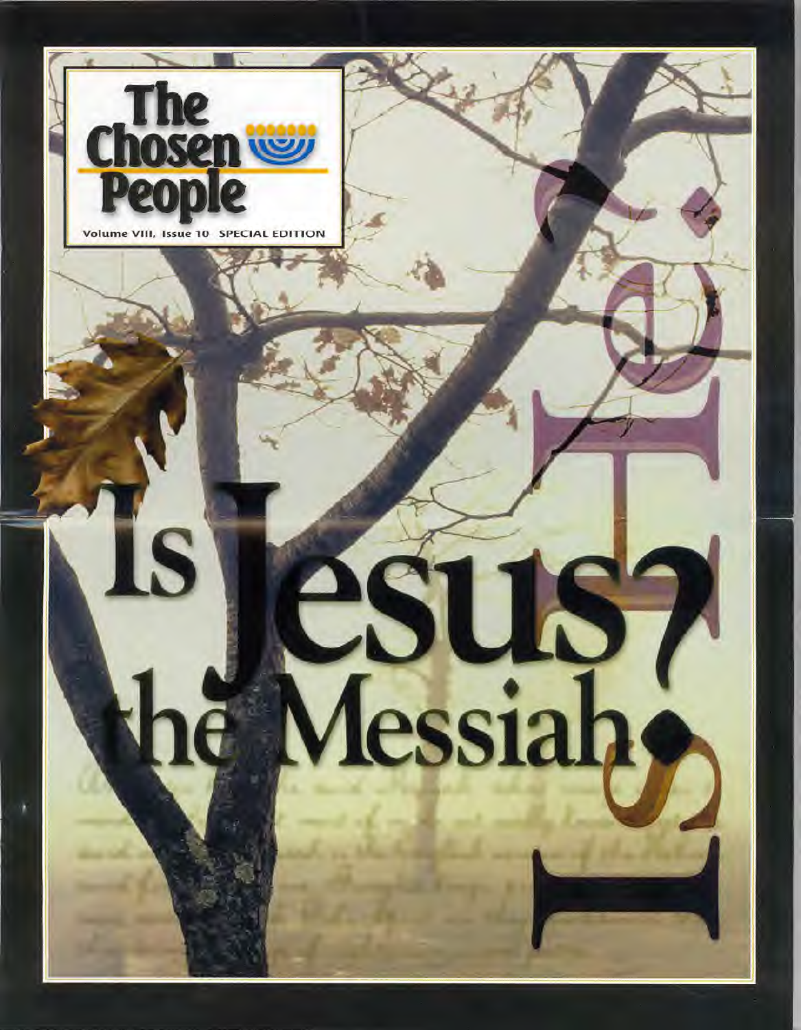# The Chosen People

Volume VIII, Issue 10 SPECIAL EDITION

# Is Jesus the Messiah?

# He Is!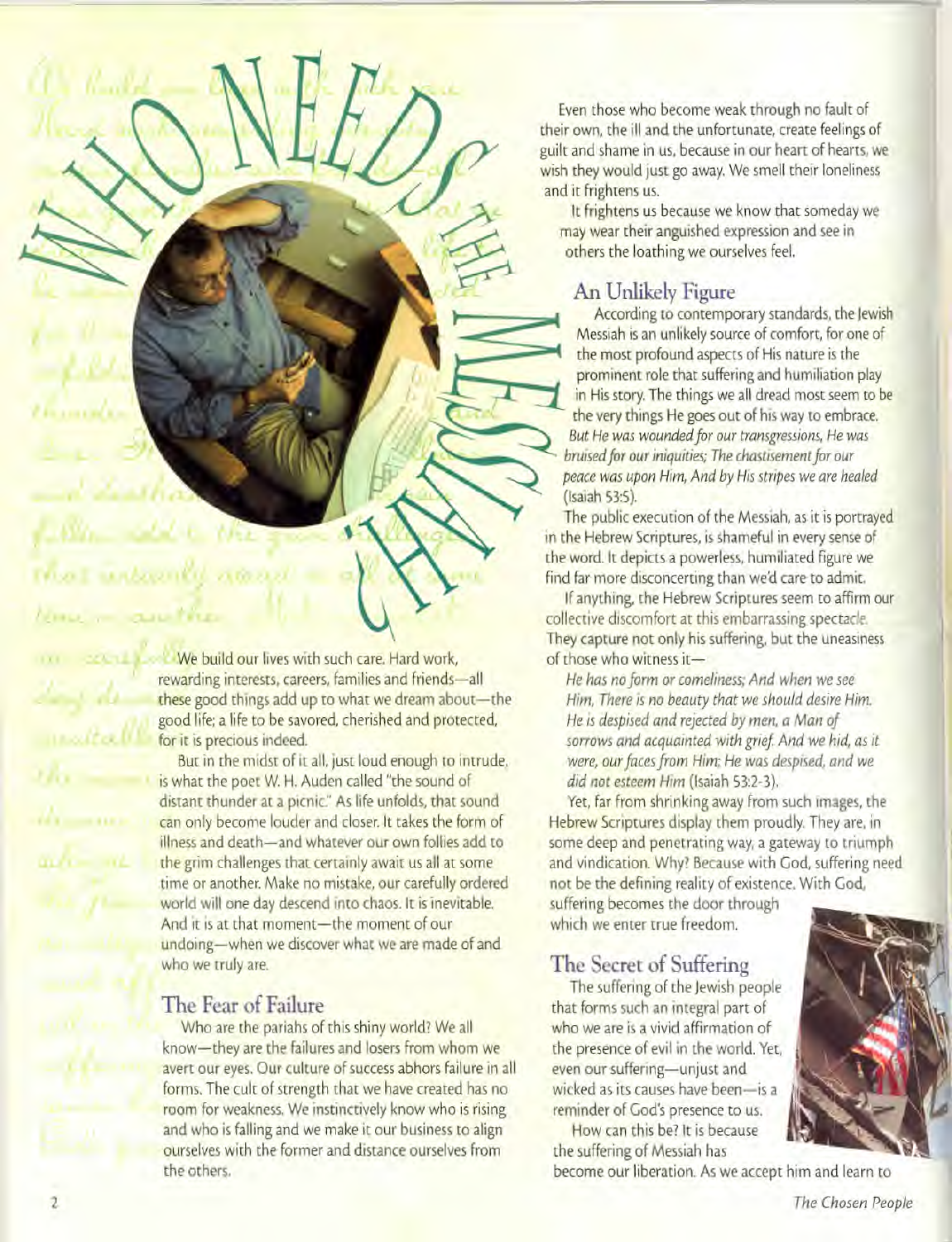# WHO NEEDS THE MESSIAH?

We build our lives with such care. Hard work, rewarding interests, careers, families and friends—all these good things add up to what we dream about—the good life; a life to be savored, cherished and protected, for it is precious indeed.

But in the midst of it all, just loud enough to intrude, is what the poet W. H. Auden called "the sound of distant thunder at a picnic." As life unfolds, that sound can only become louder and closer. It takes the form of illness and death—and whatever our own follies add to the grim challenges that certainly await us all at some time or another. Make no mistake, our carefully ordered world will one day descend into chaos. It is inevitable. And it is at that moment—the moment of our undoing—when we discover what we are made of and who we truly are.

## The Fear of Failure

Who are the pariahs of this shiny world? We all know—they are the failures and losers from whom we avert our eyes. Our culture of success abhors failure in all forms. The cult of strength that we have created has no room for weakness. We instinctively know who is rising and who is falling and we make it our business to align ourselves with the former and distance ourselves from the others.

Even those who become weak through no fault of their own, the ill and the unfortunate, create feelings of guilt and shame in us, because in our heart of hearts, we wish they would just go away. We smell their loneliness and it frightens us.

It frightens us because we know that someday we may wear their anguished expression and see in others the loathing we ourselves feel.

## An Unlikely Figure

According to contemporary standards, the Jewish Messiah is an unlikely source of comfort, for one of the most profound aspects of His nature is the prominent role that suffering and humiliation play in His story. The things we all dread most seem to be the very things He goes out of his way to embrace. *But He was wounded for our transgressions, He was bruised for our iniquities; The chastisement for our peace was upon Him, And by His stripes we are healed* (Isaiah 53:5).

The public execution of the Messiah, as it is portrayed in the Hebrew Scriptures, is shameful in every sense of the word. It depicts a powerless, humiliated figure we find far more disconcerting than we'd care to admit.

If anything, the Hebrew Scriptures seem to affirm our collective discomfort at this embarrassing spectacle. They capture not only his suffering, but the uneasiness of those who witness it—

*He has no form or comeliness; And when we see Him, There is no beauty that we should desire Him. He is despised and rejected by men, a Man of sorrows and acquainted with grief. And we hid, as it were, our faces from Him; He was despised, and we did not esteem Him* (Isaiah 53:2-3).

Yet, far from shrinking away from such images, the Hebrew Scriptures display them proudly. They are, in some deep and penetrating way, a gateway to triumph and vindication. Why? Because with God, suffering need not be the defining reality of existence. With God, suffering becomes the door through which we enter true freedom.

## The Secret of Suffering

The suffering of the Jewish people that forms such an integral part of who we are is a vivid affirmation of the presence of evil in the world. Yet, even our suffering—unjust and wicked as its causes have been—is a reminder of God's presence to us.

How can this be? It is because the suffering of Messiah has become our liberation. As we accept him and learn to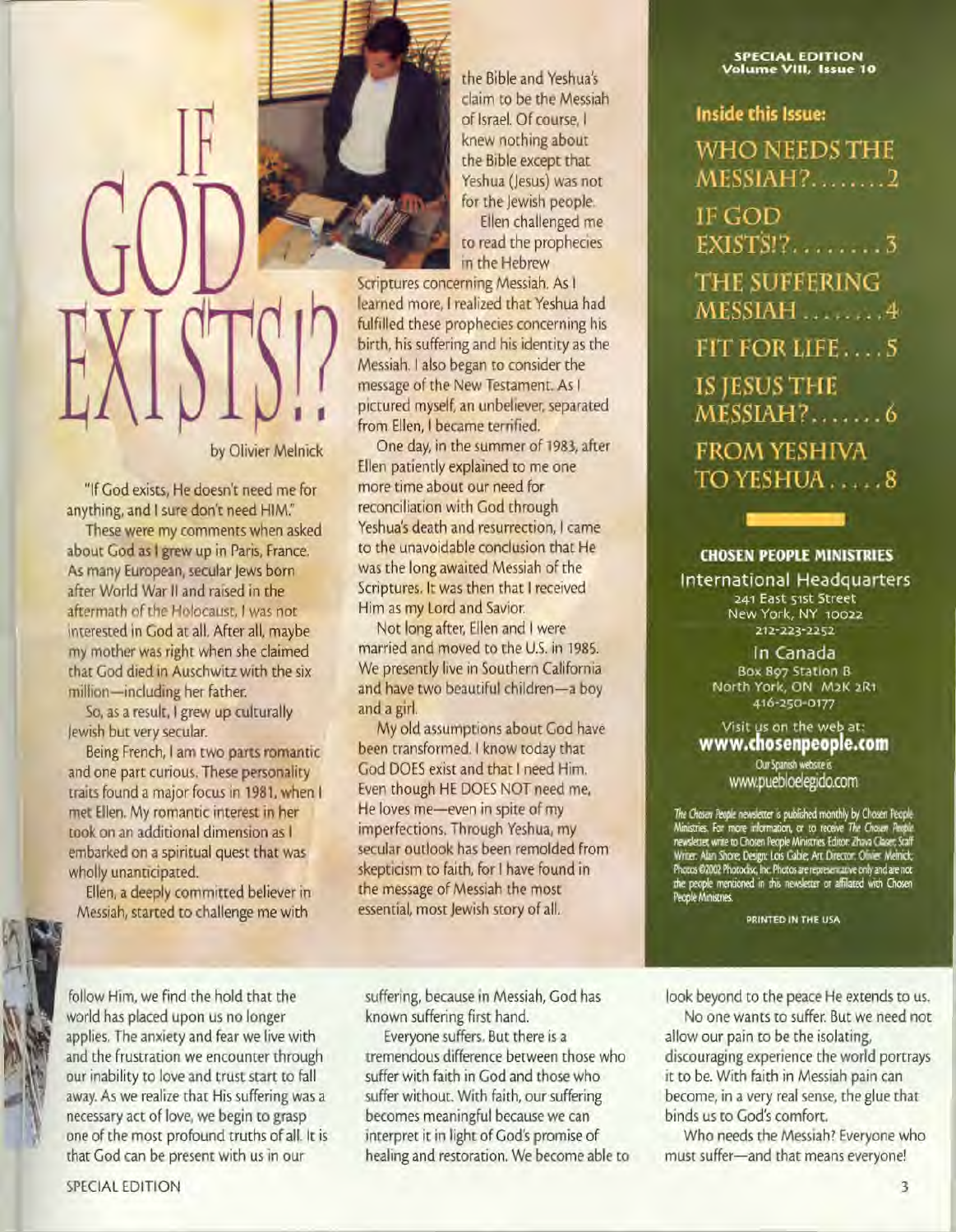# IF GOD EXISTS!?

by Olivier Melnick

"If God exists, He doesn't need me for anything, and I sure don't need HIM."

These were my comments when asked about God as I grew up in Paris, France. As many European, secular Jews born after World War II and raised in the aftermath of the Holocaust, I was not interested in God at all. After all, maybe my mother was right when she claimed that God died in Auschwitz with the six million—including her father.

So, as a result, I grew up culturally Jewish but very secular.

Being French, I am two parts romantic and one part curious. These personality traits found a major focus in 1981, when I met Ellen. My romantic interest in her took on an additional dimension as I embarked on a spiritual quest that was wholly unanticipated.

Ellen, a deeply committed believer in Messiah, started to challenge me with the Bible and Yeshua's claim to be the Messiah of Israel. Of course, I knew nothing about the Bible except that Yeshua (Jesus) was not for the Jewish people.

Ellen challenged me to read the prophecies in the Hebrew Scriptures concerning Messiah. As I learned more, I realized that Yeshua had fulfilled these prophecies concerning his birth, his suffering and his identity as the Messiah. I also began to consider the message of the New Testament. As I pictured myself, an unbeliever, separated from Ellen, I became terrified.

One day, in the summer of 1983, after Ellen patiently explained to me one more time about our need for reconciliation with God through Yeshua's death and resurrection, I came to the unavoidable conclusion that He was the long awaited Messiah of the Scriptures. It was then that I received Him as my Lord and Savior.

Not long after, Ellen and I were married and moved to the U.S. in 1985. We presently live in Southern California and have two beautiful children—a boy and a girl.

My old assumptions about God have been transformed. I know today that God DOES exist and that I need Him. Even though HE DOES NOT need me, He loves me—even in spite of my imperfections. Through Yeshua, my secular outlook has been remolded from skepticism to faith, for I have found in the message of Messiah the most essential, most Jewish story of all.

**SPECIAL EDITION**
**Volume VIII, Issue 10**

**Inside this Issue:**

- WHO NEEDS THE MESSIAH?........2
- IF GOD EXISTS!?.........3
- THE SUFFERING MESSIAH ........4
- FIT FOR LIFE....5
- IS JESUS THE MESSIAH?.......6
- FROM YESHIVA TO YESHUA.....8

**CHOSEN PEOPLE MINISTRIES**

International Headquarters
241 East 51st Street
New York, NY 10022
212-223-2252

In Canada
Box 897 Station B
North York, ON M2K 2R1
416-250-0177

Visit us on the web at:
**www.chosenpeople.com**

Our Spanish website is
www.puebloelegido.com

*The Chosen People* newsletter is published monthly by Chosen People Ministries. For more information, or to receive *The Chosen People* newsletter, write to Chosen People Ministries. Editor: Zhava Glaser; Staff Writer: Alan Shore; Design: Lois Gable; Art Director: Olivier Melnick; Photos ©2002 Photodisc, Inc. Photos are representative only and are not the people mentioned in this newsletter or affiliated with Chosen People Ministries.

PRINTED IN THE USA

---

follow Him, we find the hold that the world has placed upon us no longer applies. The anxiety and fear we live with and the frustration we encounter through our inability to love and trust start to fall away. As we realize that His suffering was a necessary act of love, we begin to grasp one of the most profound truths of all. It is that God can be present with us in our suffering, because in Messiah, God has known suffering first hand.

Everyone suffers. But there is a tremendous difference between those who suffer with faith in God and those who suffer without. With faith, our suffering becomes meaningful because we can interpret it in light of God's promise of healing and restoration. We become able to look beyond to the peace He extends to us.

No one wants to suffer. But we need not allow our pain to be the isolating, discouraging experience the world portrays it to be. With faith in Messiah pain can become, in a very real sense, the glue that binds us to God's comfort.

Who needs the Messiah? Everyone who must suffer—and that means everyone!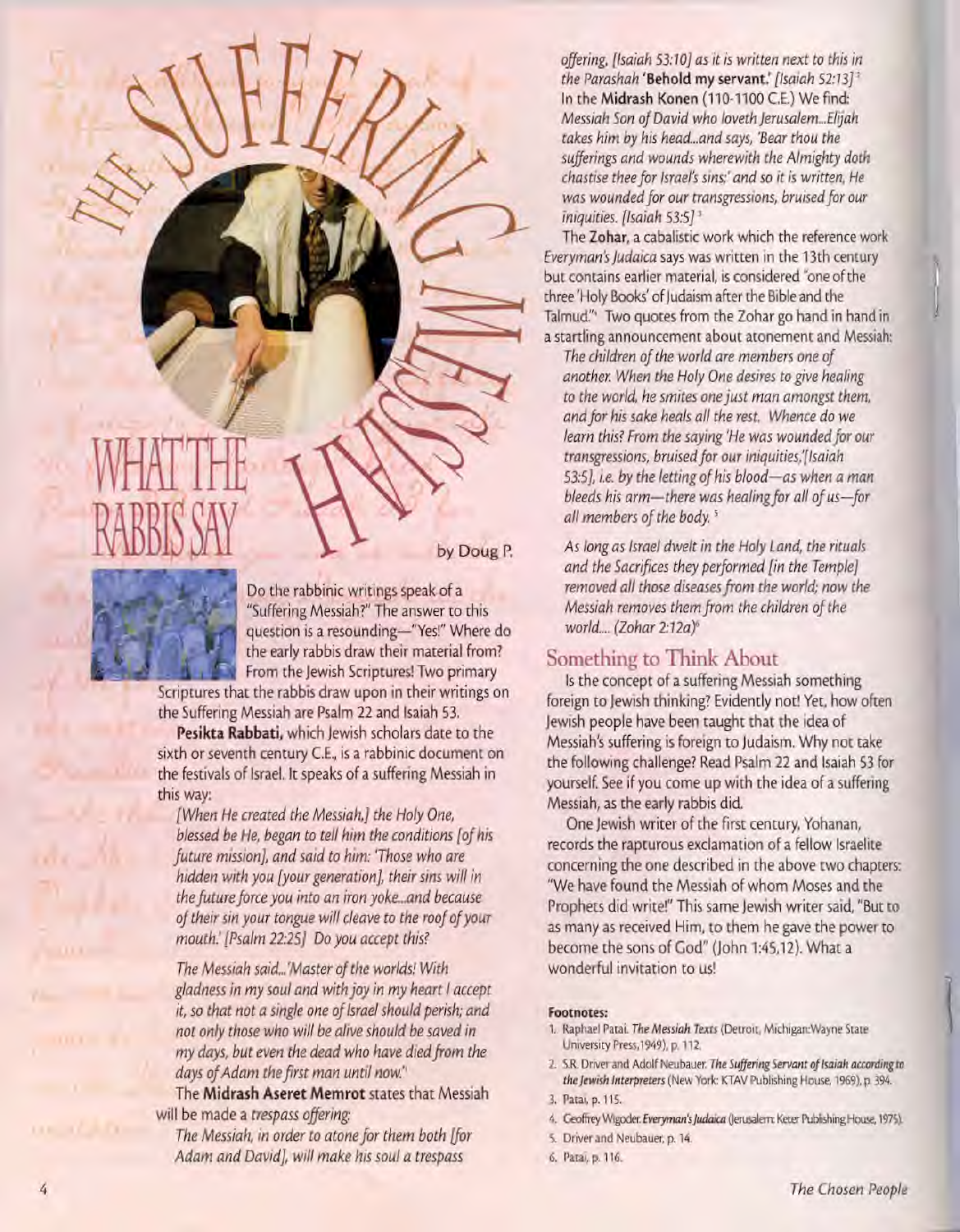# The Suffering Messiah: What the Rabbis Say

by Doug P.

Do the rabbinic writings speak of a "Suffering Messiah?" The answer to this question is a resounding—"Yes!" Where do the early rabbis draw their material from? From the Jewish Scriptures! Two primary Scriptures that the rabbis draw upon in their writings on the Suffering Messiah are Psalm 22 and Isaiah 53.

**Pesikta Rabbati,** which Jewish scholars date to the sixth or seventh century C.E., is a rabbinic document on the festivals of Israel. It speaks of a suffering Messiah in this way:

> *[When He created the Messiah,] the Holy One, blessed be He, began to tell him the conditions [of his future mission], and said to him: 'Those who are hidden with you [your generation], their sins will in the future force you into an iron yoke...and because of their sin your tongue will cleave to the roof of your mouth.' [Psalm 22:25] Do you accept this?*
>
> *The Messiah said...'Master of the worlds! With gladness in my soul and with joy in my heart I accept it, so that not a single one of Israel should perish; and not only those who will be alive should be saved in my days, but even the dead who have died from the days of Adam the first man until now.'*[1]

The **Midrash Aseret Memrot** states that Messiah will be made a *trespass offering:*

> *The Messiah, in order to atone for them both [for Adam and David], will make his soul a trespass offering, [Isaiah 53:10] as it is written next to this in the Parashah* **'Behold my servant.'** *[Isaiah 52:13]*[2]

In the **Midrash Konen** (110-1100 C.E.) We find:

> *Messiah Son of David who loveth Jerusalem...Elijah takes him by his head...and says, 'Bear thou the sufferings and wounds wherewith the Almighty doth chastise thee for Israel's sins;' and so it is written, He was wounded for our transgressions, bruised for our iniquities. [Isaiah 53:5]*[3]

The **Zohar,** a cabalistic work which the reference work *Everyman's Judaica* says was written in the 13th century but contains earlier material, is considered "one of the three 'Holy Books' of Judaism after the Bible and the Talmud."[4] Two quotes from the Zohar go hand in hand in a startling announcement about atonement and Messiah:

> *The children of the world are members one of another. When the Holy One desires to give healing to the world, he smites one just man amongst them, and for his sake heals all the rest. Whence do we learn this? From the saying 'He was wounded for our transgressions, bruised for our iniquities,'[Isaiah 53:5], i.e. by the letting of his blood—as when a man bleeds his arm—there was healing for all of us—for all members of the body.*[5]
>
> *As long as Israel dwelt in the Holy Land, the rituals and the Sacrifices they performed [in the Temple] removed all those diseases from the world; now the Messiah removes them from the children of the world.... (Zohar 2:12a)*[6]

## Something to Think About

Is the concept of a suffering Messiah something foreign to Jewish thinking? Evidently not! Yet, how often Jewish people have been taught that the idea of Messiah's suffering is foreign to Judaism. Why not take the following challenge? Read Psalm 22 and Isaiah 53 for yourself. See if you come up with the idea of a suffering Messiah, as the early rabbis did.

One Jewish writer of the first century, Yohanan, records the rapturous exclamation of a fellow Israelite concerning the one described in the above two chapters: "We have found the Messiah of whom Moses and the Prophets did write!" This same Jewish writer said, "But to as many as received Him, to them he gave the power to become the sons of God" (John 1:45,12). What a wonderful invitation to us!

**Footnotes:**

1. Raphael Patai. *The Messiah Texts* (Detroit, Michigan: Wayne State University Press, 1949), p. 112.
2. S.R. Driver and Adolf Neubauer. *The Suffering Servant of Isaiah according to the Jewish Interpreters* (New York: KTAV Publishing House, 1969), p. 394.
3. Patai, p. 115.
4. Geoffrey Wigoder. *Everyman's Judaica* (Jerusalem: Keter Publishing House, 1975).
5. Driver and Neubauer, p. 14.
6. Patai, p. 116.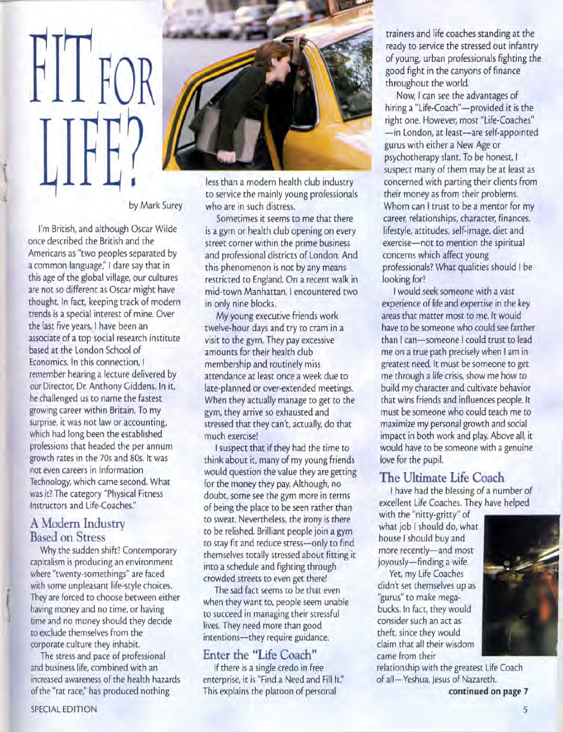# FIT FOR LIFE?

by Mark Surey

I'm British, and although Oscar Wilde once described the British and the Americans as "two peoples separated by a common language," I dare say that in this age of the global village, our cultures are not so different as Oscar might have thought. In fact, keeping track of modern trends is a special interest of mine. Over the last five years, I have been an associate of a top social research institute based at the London School of Economics. In this connection, I remember hearing a lecture delivered by our Director, Dr. Anthony Giddens. In it, he challenged us to name the fastest growing career within Britain. To my surprise, it was not law or accounting, which had long been the established professions that headed the per annum growth rates in the 70s and 80s. It was not even careers in Information Technology, which came second. What was it? The category "Physical Fitness Instructors and Life-Coaches."

## A Modern Industry Based on Stress

Why the sudden shift? Contemporary capitalism is producing an environment where "twenty-somethings" are faced with some unpleasant life-style choices. They are forced to choose between either having money and no time, or having time and no money should they decide to exclude themselves from the corporate culture they inhabit.

The stress and pace of professional and business life, combined with an increased awareness of the health hazards of the "rat race," has produced nothing less than a modern health club industry to service the mainly young professionals who are in such distress.

Sometimes it seems to me that there is a gym or health club opening on every street corner within the prime business and professional districts of London. And this phenomenon is not by any means restricted to England. On a recent walk in mid-town Manhattan, I encountered two in only nine blocks.

My young executive friends work twelve-hour days and try to cram in a visit to the gym. They pay excessive amounts for their health club membership and routinely miss attendance at least once a week due to late-planned or over-extended meetings. When they actually manage to get to the gym, they arrive so exhausted and stressed that they can't, actually, do that much exercise!

I suspect that if they had the time to think about it, many of my young friends would question the value they are getting for the money they pay. Although, no doubt, some see the gym more in terms of being the place to be seen rather than to sweat. Nevertheless, the irony is there to be relished. Brilliant people join a gym to stay fit and reduce stress—only to find themselves totally stressed about fitting it into a schedule and fighting through crowded streets to even get there!

The sad fact seems to be that even when they want to, people seem unable to succeed in managing their stressful lives. They need more than good intentions—they require guidance.

## Enter the "Life Coach"

If there is a single credo in free enterprise, it is "Find a Need and Fill It." This explains the platoon of personal trainers and life coaches standing at the ready to service the stressed out infantry of young, urban professionals fighting the good fight in the canyons of finance throughout the world.

Now, I can see the advantages of hiring a "Life-Coach"—provided it is the right one. However, most "Life-Coaches"—in London, at least—are self-appointed gurus with either a New Age or psychotherapy slant. To be honest, I suspect many of them may be at least as concerned with parting their clients from their money as from their problems. Whom can I trust to be a mentor for my career, relationships, character, finances, lifestyle, attitudes, self-image, diet and exercise—not to mention the spiritual concerns which affect young professionals? What qualities should I be looking for?

I would seek someone with a vast experience of life and expertise in the key areas that matter most to me. It would have to be someone who could see farther than I can—someone I could trust to lead me on a true path precisely when I am in greatest need. It must be someone to get me through a life crisis, show me how to build my character and cultivate behavior that wins friends and influences people. It must be someone who could teach me to maximize my personal growth and social impact in both work and play. Above all, it would have to be someone with a genuine love for the pupil.

## The Ultimate Life Coach

I have had the blessing of a number of excellent Life Coaches. They have helped with the "nitty-gritty" of what job I should do, what house I should buy and more recently—and most joyously—finding a wife.

Yet, my Life Coaches didn't set themselves up as "gurus" to make mega-bucks. In fact, they would consider such an act as theft, since they would claim that all their wisdom came from their relationship with the greatest Life Coach of all—Yeshua, Jesus of Nazareth.

**continued on page 7**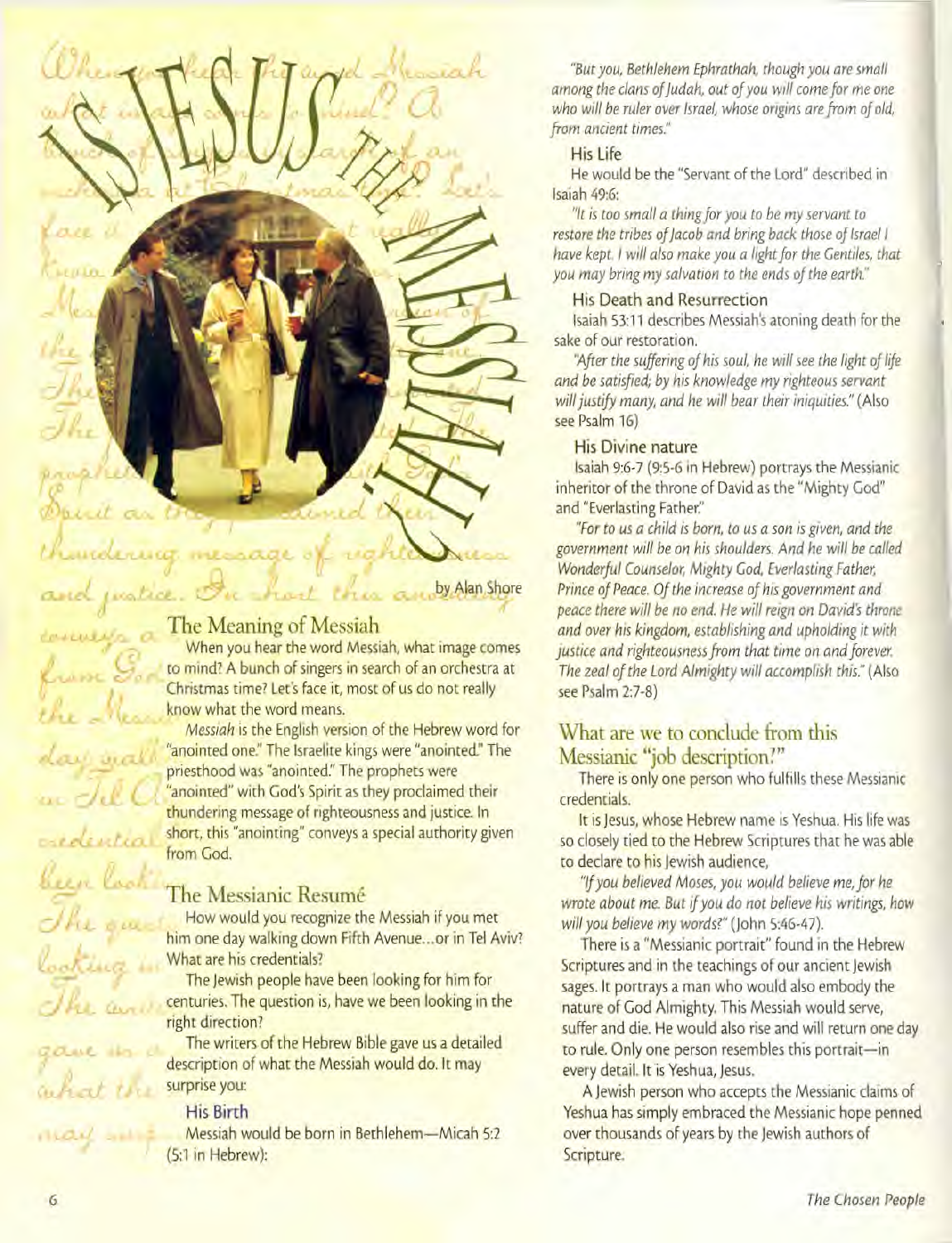# IS JESUS THE MESSIAH?

by Alan Shore

## The Meaning of Messiah

When you hear the word Messiah, what image comes to mind? A bunch of singers in search of an orchestra at Christmas time? Let's face it, most of us do not really know what the word means.

*Messiah* is the English version of the Hebrew word for "anointed one." The Israelite kings were "anointed." The priesthood was "anointed." The prophets were "anointed" with God's Spirit as they proclaimed their thundering message of righteousness and justice. In short, this "anointing" conveys a special authority given from God.

## The Messianic Resumé

How would you recognize the Messiah if you met him one day walking down Fifth Avenue...or in Tel Aviv? What are his credentials?

The Jewish people have been looking for him for centuries. The question is, have we been looking in the right direction?

The writers of the Hebrew Bible gave us a detailed description of what the Messiah would do. It may surprise you:

### His Birth

Messiah would be born in Bethlehem—Micah 5:2 (5:1 in Hebrew):

*"But you, Bethlehem Ephrathah, though you are small among the clans of Judah, out of you will come for me one who will be ruler over Israel, whose origins are from of old, from ancient times."*

### His Life

He would be the "Servant of the Lord" described in Isaiah 49:6:

*"It is too small a thing for you to be my servant to restore the tribes of Jacob and bring back those of Israel I have kept. I will also make you a light for the Gentiles, that you may bring my salvation to the ends of the earth."*

### His Death and Resurrection

Isaiah 53:11 describes Messiah's atoning death for the sake of our restoration.

*"After the suffering of his soul, he will see the light of life and be satisfied; by his knowledge my righteous servant will justify many, and he will bear their iniquities."* (Also see Psalm 16)

### His Divine nature

Isaiah 9:6-7 (9:5-6 in Hebrew) portrays the Messianic inheritor of the throne of David as the "Mighty God" and "Everlasting Father."

*"For to us a child is born, to us a son is given, and the government will be on his shoulders. And he will be called Wonderful Counselor, Mighty God, Everlasting Father, Prince of Peace. Of the increase of his government and peace there will be no end. He will reign on David's throne and over his kingdom, establishing and upholding it with justice and righteousness from that time on and forever. The zeal of the Lord Almighty will accomplish this."* (Also see Psalm 2:7-8)

## What are we to conclude from this Messianic "job description?"

There is only one person who fulfills these Messianic credentials.

It is Jesus, whose Hebrew name is Yeshua. His life was so closely tied to the Hebrew Scriptures that he was able to declare to his Jewish audience,

*"If you believed Moses, you would believe me, for he wrote about me. But if you do not believe his writings, how will you believe my words?"* (John 5:46-47).

There is a "Messianic portrait" found in the Hebrew Scriptures and in the teachings of our ancient Jewish sages. It portrays a man who would also embody the nature of God Almighty. This Messiah would serve, suffer and die. He would also rise and will return one day to rule. Only one person resembles this portrait—in every detail. It is Yeshua, Jesus.

A Jewish person who accepts the Messianic claims of Yeshua has simply embraced the Messianic hope penned over thousands of years by the Jewish authors of Scripture.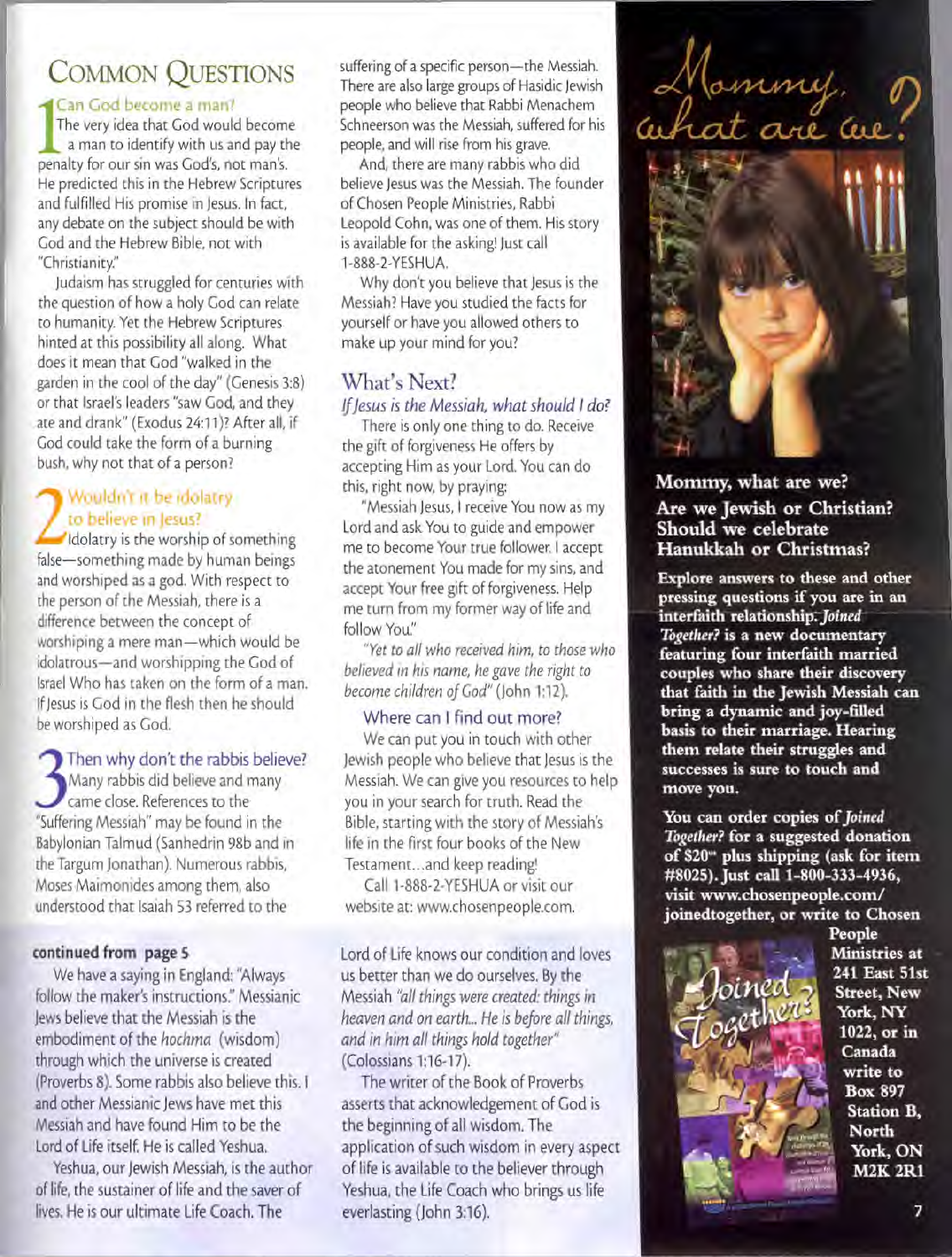# Common Questions

## 1 Can God become a man?

The very idea that God would become a man to identify with us and pay the penalty for our sin was God's, not man's. He predicted this in the Hebrew Scriptures and fulfilled His promise in Jesus. In fact, any debate on the subject should be with God and the Hebrew Bible, not with "Christianity."

Judaism has struggled for centuries with the question of how a holy God can relate to humanity. Yet the Hebrew Scriptures hinted at this possibility all along. What does it mean that God "walked in the garden in the cool of the day" (Genesis 3:8) or that Israel's leaders "saw God, and they ate and drank" (Exodus 24:11)? After all, if God could take the form of a burning bush, why not that of a person?

## 2 Wouldn't it be idolatry to believe in Jesus?

Idolatry is the worship of something false—something made by human beings and worshiped as a god. With respect to the person of the Messiah, there is a difference between the concept of worshiping a mere man—which would be idolatrous—and worshipping the God of Israel Who has taken on the form of a man. If Jesus is God in the flesh then he should be worshiped as God.

## 3 Then why don't the rabbis believe?

Many rabbis did believe and many came close. References to the "Suffering Messiah" may be found in the Babylonian Talmud (Sanhedrin 98b and in the Targum Jonathan). Numerous rabbis, Moses Maimonides among them, also understood that Isaiah 53 referred to the suffering of a specific person—the Messiah. There are also large groups of Hasidic Jewish people who believe that Rabbi Menachem Schneerson was the Messiah, suffered for his people, and will rise from his grave.

And, there are many rabbis who did believe Jesus was the Messiah. The founder of Chosen People Ministries, Rabbi Leopold Cohn, was one of them. His story is available for the asking! Just call 1-888-2-YESHUA.

Why don't you believe that Jesus is the Messiah? Have you studied the facts for yourself or have you allowed others to make up your mind for you?

## What's Next?

*If Jesus is the Messiah, what should I do?*

There is only one thing to do. Receive the gift of forgiveness He offers by accepting Him as your Lord. You can do this, right now, by praying:

"Messiah Jesus, I receive You now as my Lord and ask You to guide and empower me to become Your true follower. I accept the atonement You made for my sins, and accept Your free gift of forgiveness. Help me turn from my former way of life and follow You."

*"Yet to all who received him, to those who believed in his name, he gave the right to become children of God"* (John 1:12).

### Where can I find out more?

We can put you in touch with other Jewish people who believe that Jesus is the Messiah. We can give you resources to help you in your search for truth. Read the Bible, starting with the story of Messiah's life in the first four books of the New Testament...and keep reading!

Call 1-888-2-YESHUA or visit our website at: www.chosenpeople.com.

**continued from page 5**

We have a saying in England: "Always follow the maker's instructions." Messianic Jews believe that the Messiah is the embodiment of the *hochma* (wisdom) through which the universe is created (Proverbs 8). Some rabbis also believe this. I and other Messianic Jews have met this Messiah and have found Him to be the Lord of Life itself. He is called Yeshua.

Yeshua, our Jewish Messiah, is the author of life, the sustainer of life and the saver of lives. He is our ultimate Life Coach. The Lord of Life knows our condition and loves us better than we do ourselves. By the Messiah *"all things were created: things in heaven and on earth... He is before all things, and in him all things hold together"* (Colossians 1:16-17).

The writer of the Book of Proverbs asserts that acknowledgement of God is the beginning of all wisdom. The application of such wisdom in every aspect of life is available to the believer through Yeshua, the Life Coach who brings us life everlasting (John 3:16).

## Mommy, what are we?

**Mommy, what are we?**
**Are we Jewish or Christian?**
**Should we celebrate Hanukkah or Christmas?**

**Explore answers to these and other pressing questions if you are in an interfaith relationship. *Joined Together?* is a new documentary featuring four interfaith married couples who share their discovery that faith in the Jewish Messiah can bring a dynamic and joy-filled basis to their marriage. Hearing them relate their struggles and successes is sure to touch and move you.**

**You can order copies of *Joined Together?* for a suggested donation of $20 plus shipping (ask for item #8025). Just call 1-800-333-4936, visit www.chosenpeople.com/joinedtogether, or write to Chosen People Ministries at 241 East 51st Street, New York, NY 1022, or in Canada write to Box 897 Station B, North York, ON M2K 2R1**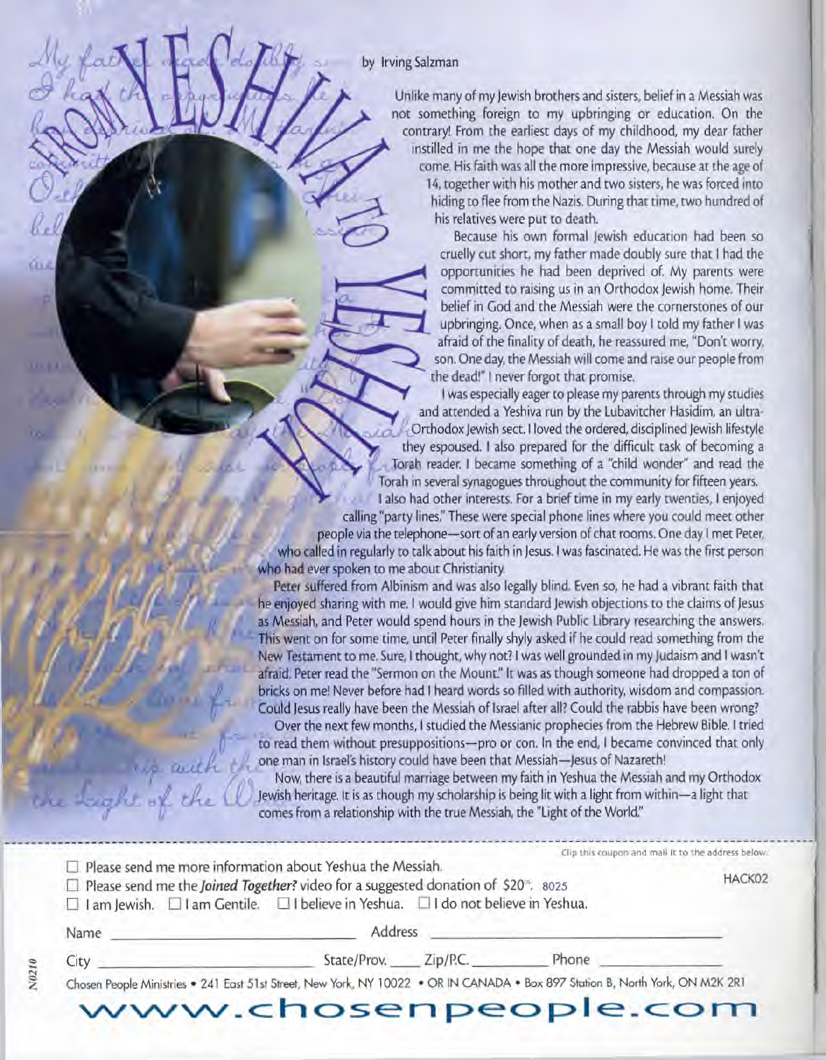# FROM YESHIVA TO YESHUA

by Irving Salzman

Unlike many of my Jewish brothers and sisters, belief in a Messiah was not something foreign to my upbringing or education. On the contrary! From the earliest days of my childhood, my dear father instilled in me the hope that one day the Messiah would surely come. His faith was all the more impressive, because at the age of 14, together with his mother and two sisters, he was forced into hiding to flee from the Nazis. During that time, two hundred of his relatives were put to death.

Because his own formal Jewish education had been so cruelly cut short, my father made doubly sure that I had the opportunities he had been deprived of. My parents were committed to raising us in an Orthodox Jewish home. Their belief in God and the Messiah were the cornerstones of our upbringing. Once, when as a small boy I told my father I was afraid of the finality of death, he reassured me, "Don't worry, son. One day, the Messiah will come and raise our people from the dead!" I never forgot that promise.

I was especially eager to please my parents through my studies and attended a Yeshiva run by the Lubavitcher Hasidim, an ultra-Orthodox Jewish sect. I loved the ordered, disciplined Jewish lifestyle they espoused. I also prepared for the difficult task of becoming a Torah reader. I became something of a "child wonder" and read the Torah in several synagogues throughout the community for fifteen years.

I also had other interests. For a brief time in my early twenties, I enjoyed calling "party lines." These were special phone lines where you could meet other people via the telephone—sort of an early version of chat rooms. One day I met Peter, who called in regularly to talk about his faith in Jesus. I was fascinated. He was the first person who had ever spoken to me about Christianity.

Peter suffered from Albinism and was also legally blind. Even so, he had a vibrant faith that he enjoyed sharing with me. I would give him standard Jewish objections to the claims of Jesus as Messiah, and Peter would spend hours in the Jewish Public Library researching the answers. This went on for some time, until Peter finally shyly asked if he could read something from the New Testament to me. Sure, I thought, why not? I was well grounded in my Judaism and I wasn't afraid. Peter read the "Sermon on the Mount." It was as though someone had dropped a ton of bricks on me! Never before had I heard words so filled with authority, wisdom and compassion. Could Jesus really have been the Messiah of Israel after all? Could the rabbis have been wrong?

Over the next few months, I studied the Messianic prophecies from the Hebrew Bible. I tried to read them without presuppositions—pro or con. In the end, I became convinced that only one man in Israel's history could have been that Messiah—Jesus of Nazareth!

Now, there is a beautiful marriage between my faith in Yeshua the Messiah and my Orthodox Jewish heritage. It is as though my scholarship is being lit with a light from within—a light that comes from a relationship with the true Messiah, the "Light of the World."

---

Clip this coupon and mail it to the address below.

HACK02

☐ Please send me more information about Yeshua the Messiah.

☐ Please send me the *Joined Together?* video for a suggested donation of $20[00]. 8025

☐ I am Jewish. ☐ I am Gentile. ☐ I believe in Yeshua. ☐ I do not believe in Yeshua.

Name \_\_\_\_\_\_\_\_\_\_\_\_\_\_\_\_ Address \_\_\_\_\_\_\_\_\_\_\_\_\_\_\_\_

City \_\_\_\_\_\_\_\_\_\_\_\_\_\_\_\_ State/Prov. \_\_\_\_ Zip/P.C. \_\_\_\_\_\_\_\_ Phone \_\_\_\_\_\_\_\_\_\_\_\_

Chosen People Ministries • 241 East 51st Street, New York, NY 10022 • OR IN CANADA • Box 897 Station B, North York, ON M2K 2R1

N0210

# www.chosenpeople.com